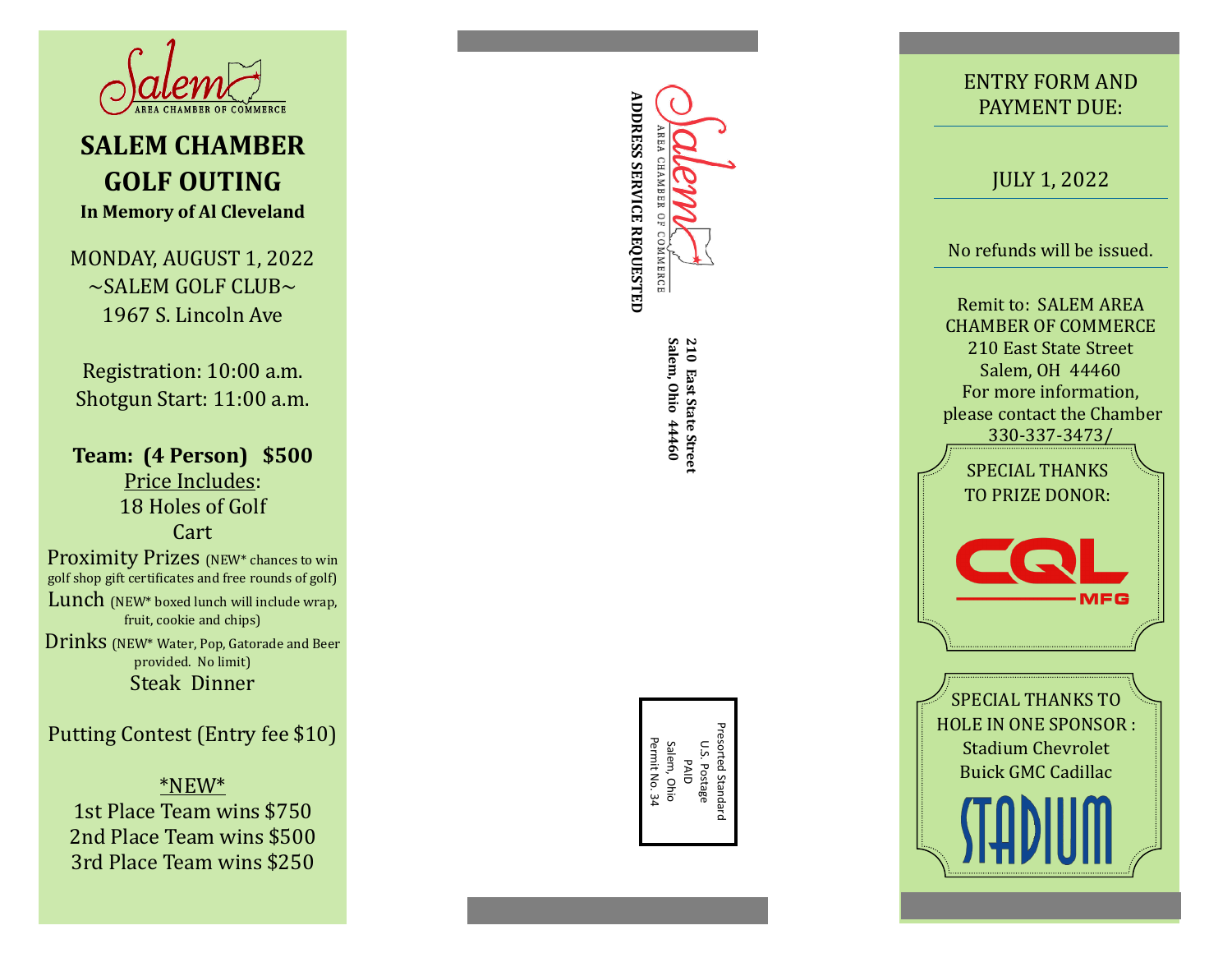Salem AREA CHAMBER OF COMMERCE

# SALEM CHAMBER GOLF OUTING

**In Memory of Al Cleveland**

MONDAY, AUGUST 1, 2022
~SALEM GOLF CLUB~
1967 S. Lincoln Ave

Registration: 10:00 a.m.
Shotgun Start: 11:00 a.m.

**Team: (4 Person) $500**

Price Includes:
18 Holes of Golf
Cart
Proximity Prizes (NEW* chances to win golf shop gift certificates and free rounds of golf)
Lunch (NEW* boxed lunch will include wrap, fruit, cookie and chips)
Drinks (NEW* Water, Pop, Gatorade and Beer provided. No limit)
Steak Dinner

Putting Contest (Entry fee $10)

*NEW*
1st Place Team wins $750
2nd Place Team wins $500
3rd Place Team wins $250

---

Salem AREA CHAMBER OF COMMERCE

**ADDRESS SERVICE REQUESTED**

**210 East State Street**
**Salem, Ohio 44460**

Presorted Standard
U.S. Postage
PAID
Salem, Ohio
Permit No. 34

---

ENTRY FORM AND PAYMENT DUE:

JULY 1, 2022

No refunds will be issued.

Remit to: SALEM AREA CHAMBER OF COMMERCE
210 East State Street
Salem, OH 44460
For more information, please contact the Chamber
330-337-3473/

SPECIAL THANKS TO PRIZE DONOR:

CQL MFG

SPECIAL THANKS TO HOLE IN ONE SPONSOR :
Stadium Chevrolet Buick GMC Cadillac

STADIUM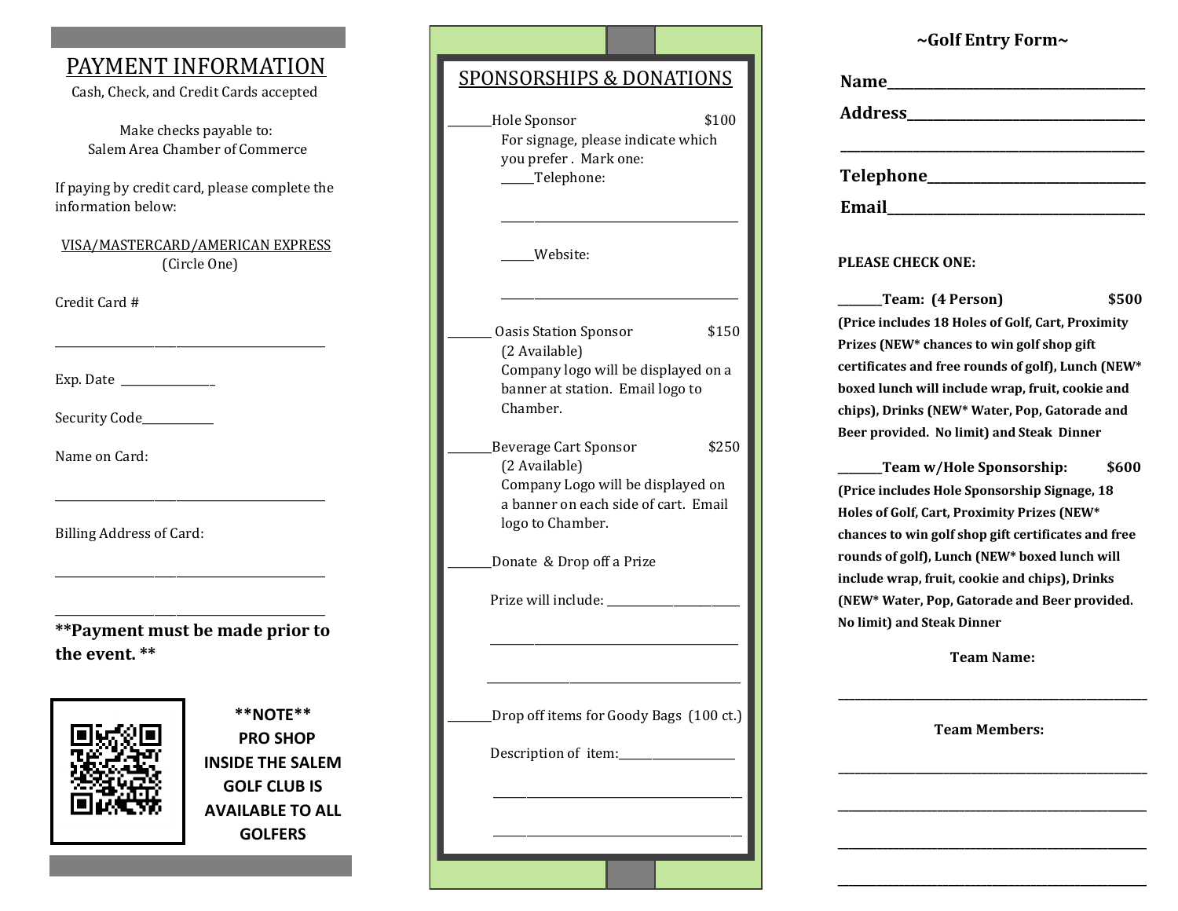## PAYMENT INFORMATION

Cash, Check, and Credit Cards accepted

Make checks payable to:
Salem Area Chamber of Commerce

If paying by credit card, please complete the information below:

VISA/MASTERCARD/AMERICAN EXPRESS
(Circle One)

Credit Card #

_______________________________________

Exp. Date _______________

Security Code____________

Name on Card:

_______________________________________

Billing Address of Card:

_______________________________________

_______________________________________

**\*\*Payment must be made prior to the event. \*\***

**\*\*NOTE\*\* PRO SHOP INSIDE THE SALEM GOLF CLUB IS AVAILABLE TO ALL GOLFERS**

## SPONSORSHIPS & DONATIONS

_______Hole Sponsor $100
For signage, please indicate which you prefer . Mark one:
_____Telephone:

_____________________________________

_____Website:

_____________________________________

_______ Oasis Station Sponsor $150
(2 Available)
Company logo will be displayed on a banner at station. Email logo to Chamber.

_______Beverage Cart Sponsor $250
(2 Available)
Company Logo will be displayed on a banner on each side of cart. Email logo to Chamber.

_______Donate & Drop off a Prize

Prize will include: ______________________

_____________________________________

_____________________________________

_______Drop off items for Goody Bags (100 ct.)

Description of item:___________________

_____________________________________

_____________________________________

## ~Golf Entry Form~

**Name**_____________________________________

**Address**___________________________________

_____________________________________________

**Telephone**__________________________________

**Email**______________________________________

**PLEASE CHECK ONE:**

**_______Team: (4 Person) $500**
**(Price includes 18 Holes of Golf, Cart, Proximity Prizes (NEW\* chances to win golf shop gift certificates and free rounds of golf), Lunch (NEW\* boxed lunch will include wrap, fruit, cookie and chips), Drinks (NEW\* Water, Pop, Gatorade and Beer provided. No limit) and Steak Dinner**

**_______Team w/Hole Sponsorship: $600**
**(Price includes Hole Sponsorship Signage, 18 Holes of Golf, Cart, Proximity Prizes (NEW\* chances to win golf shop gift certificates and free rounds of golf), Lunch (NEW\* boxed lunch will include wrap, fruit, cookie and chips), Drinks (NEW\* Water, Pop, Gatorade and Beer provided. No limit) and Steak Dinner**

**Team Name:**

_____________________________________________

**Team Members:**

_____________________________________________

_____________________________________________

_____________________________________________

_____________________________________________